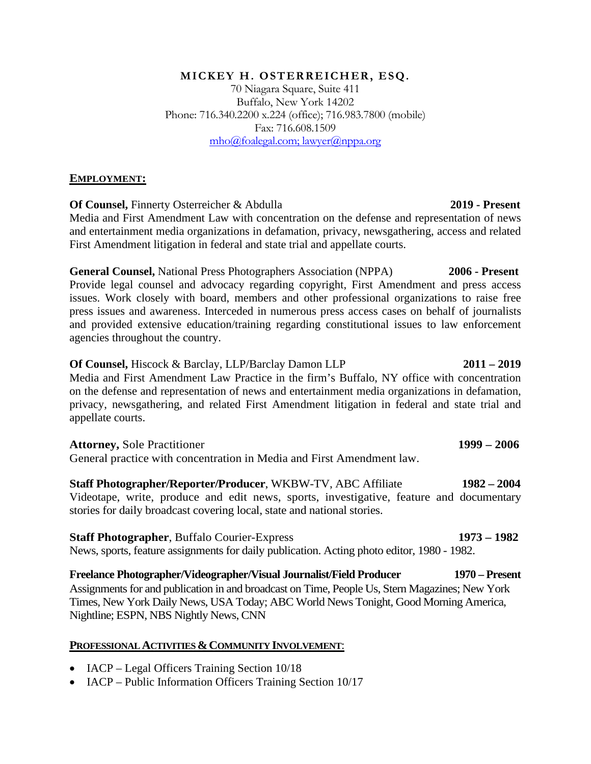# MICKEY H. OSTERREICHER, ESQ.

70 Niagara Square, Suite 411
Buffalo, New York 14202
Phone: 716.340.2200 x.224 (office); 716.983.7800 (mobile)
Fax: 716.608.1509
mho@foalegal.com; lawyer@nppa.org

## EMPLOYMENT:

**Of Counsel,** Finnerty Osterreicher & Abdulla **2019 - Present**
Media and First Amendment Law with concentration on the defense and representation of news and entertainment media organizations in defamation, privacy, newsgathering, access and related First Amendment litigation in federal and state trial and appellate courts.

**General Counsel,** National Press Photographers Association (NPPA) **2006 - Present**
Provide legal counsel and advocacy regarding copyright, First Amendment and press access issues. Work closely with board, members and other professional organizations to raise free press issues and awareness. Interceded in numerous press access cases on behalf of journalists and provided extensive education/training regarding constitutional issues to law enforcement agencies throughout the country.

**Of Counsel,** Hiscock & Barclay, LLP/Barclay Damon LLP **2011 – 2019**
Media and First Amendment Law Practice in the firm's Buffalo, NY office with concentration on the defense and representation of news and entertainment media organizations in defamation, privacy, newsgathering, and related First Amendment litigation in federal and state trial and appellate courts.

**Attorney,** Sole Practitioner **1999 – 2006**
General practice with concentration in Media and First Amendment law.

**Staff Photographer/Reporter/Producer**, WKBW-TV, ABC Affiliate **1982 – 2004**
Videotape, write, produce and edit news, sports, investigative, feature and documentary stories for daily broadcast covering local, state and national stories.

**Staff Photographer**, Buffalo Courier-Express **1973 – 1982**
News, sports, feature assignments for daily publication. Acting photo editor, 1980 - 1982.

**Freelance Photographer/Videographer/Visual Journalist/Field Producer** **1970 – Present**
Assignments for and publication in and broadcast on Time, People Us, Stern Magazines; New York Times, New York Daily News, USA Today; ABC World News Tonight, Good Morning America, Nightline; ESPN, NBS Nightly News, CNN

## PROFESSIONAL ACTIVITIES & COMMUNITY INVOLVEMENT:

- IACP – Legal Officers Training Section 10/18
- IACP – Public Information Officers Training Section 10/17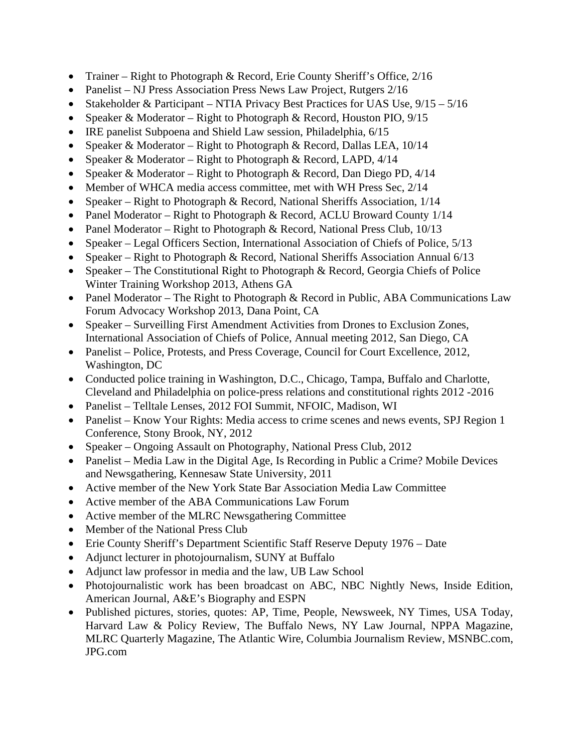- Trainer – Right to Photograph & Record, Erie County Sheriff's Office, 2/16
- Panelist – NJ Press Association Press News Law Project, Rutgers 2/16
- Stakeholder & Participant – NTIA Privacy Best Practices for UAS Use, 9/15 – 5/16
- Speaker & Moderator – Right to Photograph & Record, Houston PIO, 9/15
- IRE panelist Subpoena and Shield Law session, Philadelphia, 6/15
- Speaker & Moderator – Right to Photograph & Record, Dallas LEA, 10/14
- Speaker & Moderator – Right to Photograph & Record, LAPD, 4/14
- Speaker & Moderator – Right to Photograph & Record, Dan Diego PD, 4/14
- Member of WHCA media access committee, met with WH Press Sec, 2/14
- Speaker – Right to Photograph & Record, National Sheriffs Association, 1/14
- Panel Moderator – Right to Photograph & Record, ACLU Broward County 1/14
- Panel Moderator – Right to Photograph & Record, National Press Club, 10/13
- Speaker – Legal Officers Section, International Association of Chiefs of Police, 5/13
- Speaker – Right to Photograph & Record, National Sheriffs Association Annual 6/13
- Speaker – The Constitutional Right to Photograph & Record, Georgia Chiefs of Police Winter Training Workshop 2013, Athens GA
- Panel Moderator – The Right to Photograph & Record in Public, ABA Communications Law Forum Advocacy Workshop 2013, Dana Point, CA
- Speaker – Surveilling First Amendment Activities from Drones to Exclusion Zones, International Association of Chiefs of Police, Annual meeting 2012, San Diego, CA
- Panelist – Police, Protests, and Press Coverage, Council for Court Excellence, 2012, Washington, DC
- Conducted police training in Washington, D.C., Chicago, Tampa, Buffalo and Charlotte, Cleveland and Philadelphia on police-press relations and constitutional rights 2012 -2016
- Panelist – Telltale Lenses, 2012 FOI Summit, NFOIC, Madison, WI
- Panelist – Know Your Rights: Media access to crime scenes and news events, SPJ Region 1 Conference, Stony Brook, NY, 2012
- Speaker – Ongoing Assault on Photography, National Press Club, 2012
- Panelist – Media Law in the Digital Age, Is Recording in Public a Crime? Mobile Devices and Newsgathering, Kennesaw State University, 2011
- Active member of the New York State Bar Association Media Law Committee
- Active member of the ABA Communications Law Forum
- Active member of the MLRC Newsgathering Committee
- Member of the National Press Club
- Erie County Sheriff's Department Scientific Staff Reserve Deputy 1976 – Date
- Adjunct lecturer in photojournalism, SUNY at Buffalo
- Adjunct law professor in media and the law, UB Law School
- Photojournalistic work has been broadcast on ABC, NBC Nightly News, Inside Edition, American Journal, A&E's Biography and ESPN
- Published pictures, stories, quotes: AP, Time, People, Newsweek, NY Times, USA Today, Harvard Law & Policy Review, The Buffalo News, NY Law Journal, NPPA Magazine, MLRC Quarterly Magazine, The Atlantic Wire, Columbia Journalism Review, MSNBC.com, JPG.com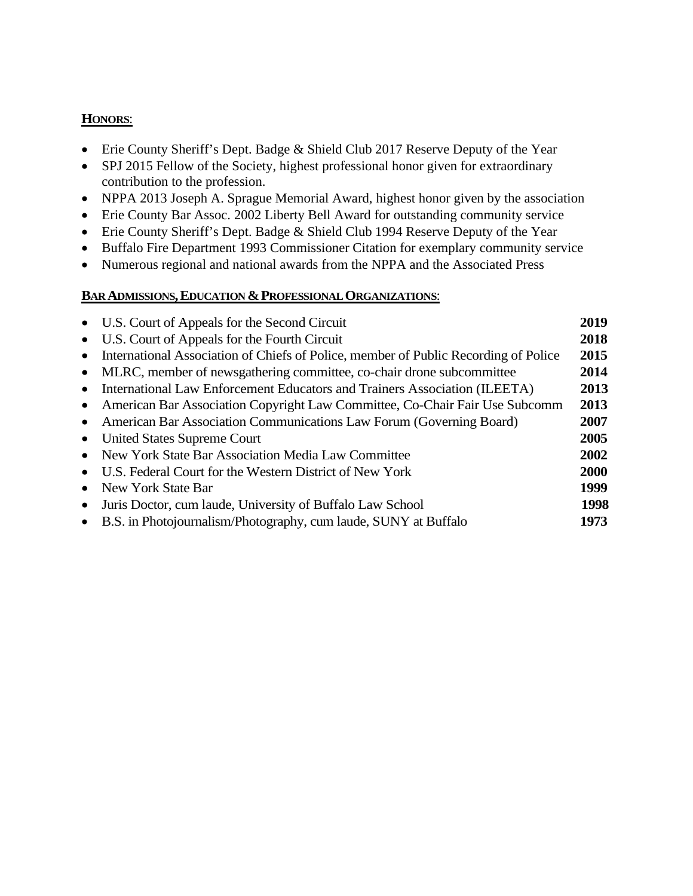**HONORS**:

- Erie County Sheriff's Dept. Badge & Shield Club 2017 Reserve Deputy of the Year
- SPJ 2015 Fellow of the Society, highest professional honor given for extraordinary contribution to the profession.
- NPPA 2013 Joseph A. Sprague Memorial Award, highest honor given by the association
- Erie County Bar Assoc. 2002 Liberty Bell Award for outstanding community service
- Erie County Sheriff's Dept. Badge & Shield Club 1994 Reserve Deputy of the Year
- Buffalo Fire Department 1993 Commissioner Citation for exemplary community service
- Numerous regional and national awards from the NPPA and the Associated Press

**BAR ADMISSIONS, EDUCATION & PROFESSIONAL ORGANIZATIONS**:

- U.S. Court of Appeals for the Second Circuit **2019**
- U.S. Court of Appeals for the Fourth Circuit **2018**
- International Association of Chiefs of Police, member of Public Recording of Police **2015**
- MLRC, member of newsgathering committee, co-chair drone subcommittee **2014**
- International Law Enforcement Educators and Trainers Association (ILEETA) **2013**
- American Bar Association Copyright Law Committee, Co-Chair Fair Use Subcomm **2013**
- American Bar Association Communications Law Forum (Governing Board) **2007**
- United States Supreme Court **2005**
- New York State Bar Association Media Law Committee **2002**
- U.S. Federal Court for the Western District of New York **2000**
- New York State Bar **1999**
- Juris Doctor, cum laude, University of Buffalo Law School **1998**
- B.S. in Photojournalism/Photography, cum laude, SUNY at Buffalo **1973**